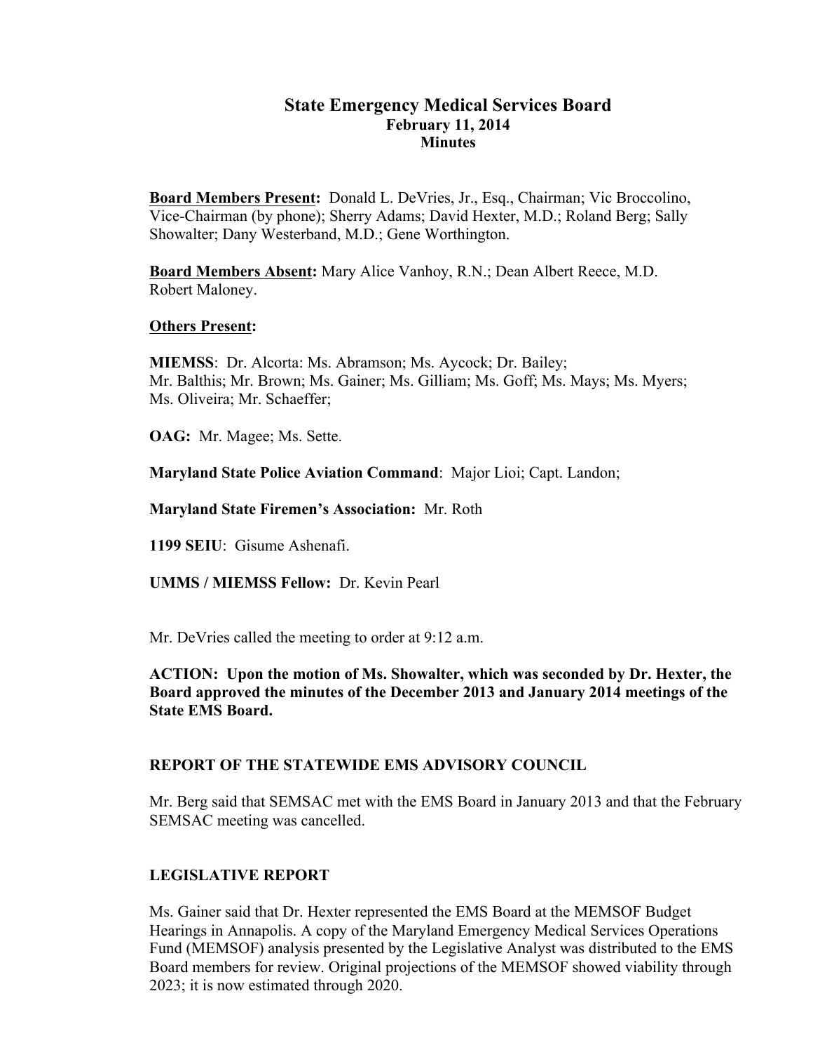# State Emergency Medical Services Board

**February 11, 2014**

**Minutes**

**Board Members Present:** Donald L. DeVries, Jr., Esq., Chairman; Vic Broccolino, Vice-Chairman (by phone); Sherry Adams; David Hexter, M.D.; Roland Berg; Sally Showalter; Dany Westerband, M.D.; Gene Worthington.

**Board Members Absent:** Mary Alice Vanhoy, R.N.; Dean Albert Reece, M.D. Robert Maloney.

**Others Present:**

**MIEMSS**: Dr. Alcorta: Ms. Abramson; Ms. Aycock; Dr. Bailey; Mr. Balthis; Mr. Brown; Ms. Gainer; Ms. Gilliam; Ms. Goff; Ms. Mays; Ms. Myers; Ms. Oliveira; Mr. Schaeffer;

**OAG:** Mr. Magee; Ms. Sette.

**Maryland State Police Aviation Command**: Major Lioi; Capt. Landon;

**Maryland State Firemen's Association:** Mr. Roth

**1199 SEIU**: Gisume Ashenafi.

**UMMS / MIEMSS Fellow:** Dr. Kevin Pearl

Mr. DeVries called the meeting to order at 9:12 a.m.

**ACTION: Upon the motion of Ms. Showalter, which was seconded by Dr. Hexter, the Board approved the minutes of the December 2013 and January 2014 meetings of the State EMS Board.**

## REPORT OF THE STATEWIDE EMS ADVISORY COUNCIL

Mr. Berg said that SEMSAC met with the EMS Board in January 2013 and that the February SEMSAC meeting was cancelled.

## LEGISLATIVE REPORT

Ms. Gainer said that Dr. Hexter represented the EMS Board at the MEMSOF Budget Hearings in Annapolis. A copy of the Maryland Emergency Medical Services Operations Fund (MEMSOF) analysis presented by the Legislative Analyst was distributed to the EMS Board members for review. Original projections of the MEMSOF showed viability through 2023; it is now estimated through 2020.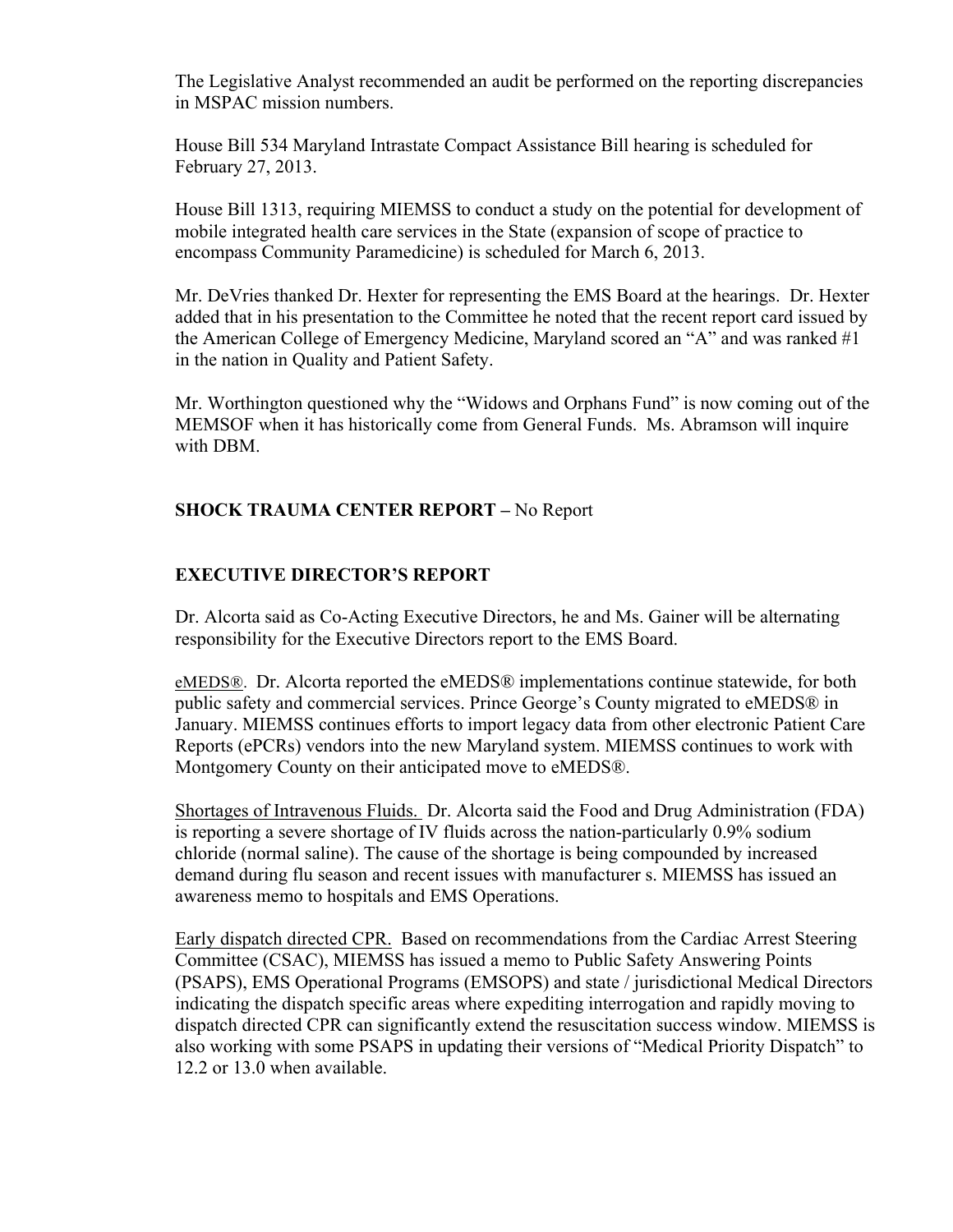The Legislative Analyst recommended an audit be performed on the reporting discrepancies in MSPAC mission numbers.

House Bill 534 Maryland Intrastate Compact Assistance Bill hearing is scheduled for February 27, 2013.

House Bill 1313, requiring MIEMSS to conduct a study on the potential for development of mobile integrated health care services in the State (expansion of scope of practice to encompass Community Paramedicine) is scheduled for March 6, 2013.

Mr. DeVries thanked Dr. Hexter for representing the EMS Board at the hearings. Dr. Hexter added that in his presentation to the Committee he noted that the recent report card issued by the American College of Emergency Medicine, Maryland scored an "A" and was ranked #1 in the nation in Quality and Patient Safety.

Mr. Worthington questioned why the "Widows and Orphans Fund" is now coming out of the MEMSOF when it has historically come from General Funds. Ms. Abramson will inquire with DBM.

**SHOCK TRAUMA CENTER REPORT –** No Report

**EXECUTIVE DIRECTOR'S REPORT**

Dr. Alcorta said as Co-Acting Executive Directors, he and Ms. Gainer will be alternating responsibility for the Executive Directors report to the EMS Board.

<u>eMEDS®</u>. Dr. Alcorta reported the eMEDS® implementations continue statewide, for both public safety and commercial services. Prince George's County migrated to eMEDS® in January. MIEMSS continues efforts to import legacy data from other electronic Patient Care Reports (ePCRs) vendors into the new Maryland system. MIEMSS continues to work with Montgomery County on their anticipated move to eMEDS®.

<u>Shortages of Intravenous Fluids.</u> Dr. Alcorta said the Food and Drug Administration (FDA) is reporting a severe shortage of IV fluids across the nation-particularly 0.9% sodium chloride (normal saline). The cause of the shortage is being compounded by increased demand during flu season and recent issues with manufacturer s. MIEMSS has issued an awareness memo to hospitals and EMS Operations.

<u>Early dispatch directed CPR.</u> Based on recommendations from the Cardiac Arrest Steering Committee (CSAC), MIEMSS has issued a memo to Public Safety Answering Points (PSAPS), EMS Operational Programs (EMSOPS) and state / jurisdictional Medical Directors indicating the dispatch specific areas where expediting interrogation and rapidly moving to dispatch directed CPR can significantly extend the resuscitation success window. MIEMSS is also working with some PSAPS in updating their versions of "Medical Priority Dispatch" to 12.2 or 13.0 when available.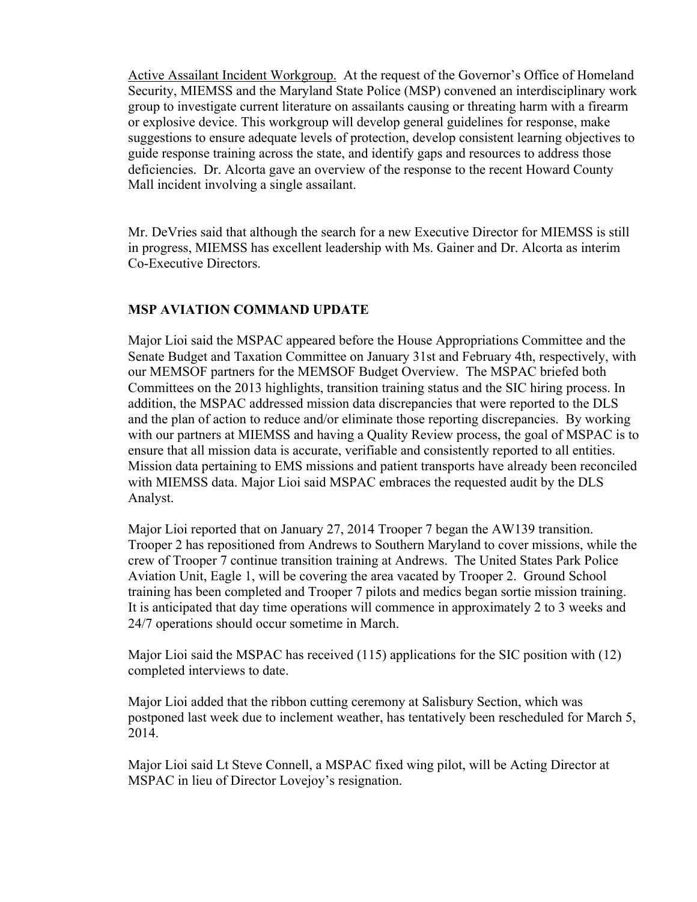Active Assailant Incident Workgroup. At the request of the Governor's Office of Homeland Security, MIEMSS and the Maryland State Police (MSP) convened an interdisciplinary work group to investigate current literature on assailants causing or threating harm with a firearm or explosive device. This workgroup will develop general guidelines for response, make suggestions to ensure adequate levels of protection, develop consistent learning objectives to guide response training across the state, and identify gaps and resources to address those deficiencies. Dr. Alcorta gave an overview of the response to the recent Howard County Mall incident involving a single assailant.

Mr. DeVries said that although the search for a new Executive Director for MIEMSS is still in progress, MIEMSS has excellent leadership with Ms. Gainer and Dr. Alcorta as interim Co-Executive Directors.

## MSP AVIATION COMMAND UPDATE

Major Lioi said the MSPAC appeared before the House Appropriations Committee and the Senate Budget and Taxation Committee on January 31st and February 4th, respectively, with our MEMSOF partners for the MEMSOF Budget Overview. The MSPAC briefed both Committees on the 2013 highlights, transition training status and the SIC hiring process. In addition, the MSPAC addressed mission data discrepancies that were reported to the DLS and the plan of action to reduce and/or eliminate those reporting discrepancies. By working with our partners at MIEMSS and having a Quality Review process, the goal of MSPAC is to ensure that all mission data is accurate, verifiable and consistently reported to all entities. Mission data pertaining to EMS missions and patient transports have already been reconciled with MIEMSS data. Major Lioi said MSPAC embraces the requested audit by the DLS Analyst.

Major Lioi reported that on January 27, 2014 Trooper 7 began the AW139 transition. Trooper 2 has repositioned from Andrews to Southern Maryland to cover missions, while the crew of Trooper 7 continue transition training at Andrews. The United States Park Police Aviation Unit, Eagle 1, will be covering the area vacated by Trooper 2. Ground School training has been completed and Trooper 7 pilots and medics began sortie mission training. It is anticipated that day time operations will commence in approximately 2 to 3 weeks and 24/7 operations should occur sometime in March.

Major Lioi said the MSPAC has received (115) applications for the SIC position with (12) completed interviews to date.

Major Lioi added that the ribbon cutting ceremony at Salisbury Section, which was postponed last week due to inclement weather, has tentatively been rescheduled for March 5, 2014.

Major Lioi said Lt Steve Connell, a MSPAC fixed wing pilot, will be Acting Director at MSPAC in lieu of Director Lovejoy's resignation.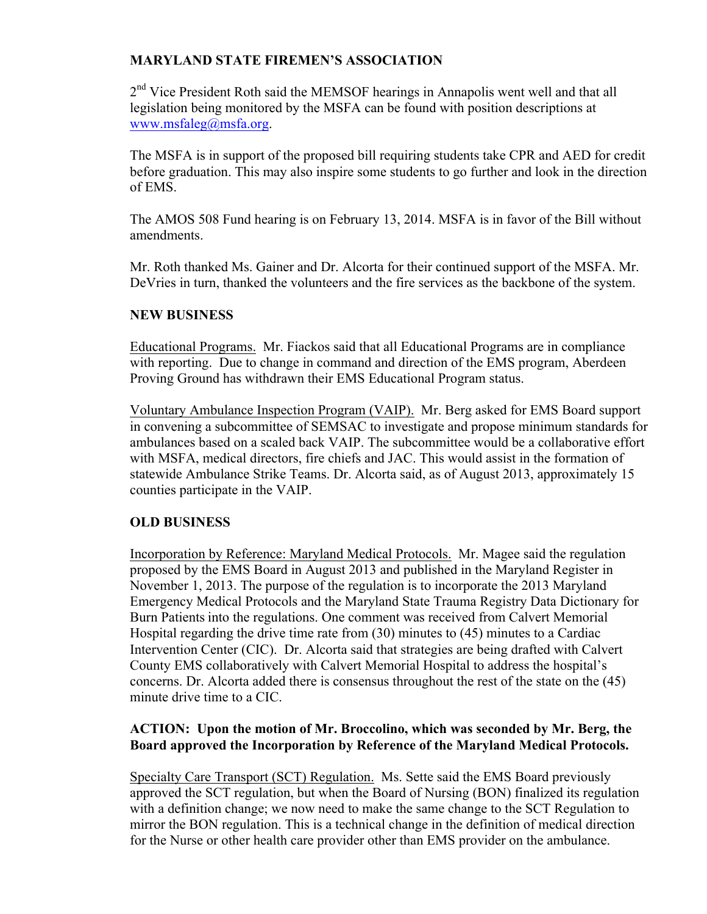## MARYLAND STATE FIREMEN'S ASSOCIATION

2nd Vice President Roth said the MEMSOF hearings in Annapolis went well and that all legislation being monitored by the MSFA can be found with position descriptions at www.msfaleg@msfa.org.

The MSFA is in support of the proposed bill requiring students take CPR and AED for credit before graduation. This may also inspire some students to go further and look in the direction of EMS.

The AMOS 508 Fund hearing is on February 13, 2014. MSFA is in favor of the Bill without amendments.

Mr. Roth thanked Ms. Gainer and Dr. Alcorta for their continued support of the MSFA. Mr. DeVries in turn, thanked the volunteers and the fire services as the backbone of the system.

## NEW BUSINESS

Educational Programs. Mr. Fiackos said that all Educational Programs are in compliance with reporting. Due to change in command and direction of the EMS program, Aberdeen Proving Ground has withdrawn their EMS Educational Program status.

Voluntary Ambulance Inspection Program (VAIP). Mr. Berg asked for EMS Board support in convening a subcommittee of SEMSAC to investigate and propose minimum standards for ambulances based on a scaled back VAIP. The subcommittee would be a collaborative effort with MSFA, medical directors, fire chiefs and JAC. This would assist in the formation of statewide Ambulance Strike Teams. Dr. Alcorta said, as of August 2013, approximately 15 counties participate in the VAIP.

## OLD BUSINESS

Incorporation by Reference: Maryland Medical Protocols. Mr. Magee said the regulation proposed by the EMS Board in August 2013 and published in the Maryland Register in November 1, 2013. The purpose of the regulation is to incorporate the 2013 Maryland Emergency Medical Protocols and the Maryland State Trauma Registry Data Dictionary for Burn Patients into the regulations. One comment was received from Calvert Memorial Hospital regarding the drive time rate from (30) minutes to (45) minutes to a Cardiac Intervention Center (CIC). Dr. Alcorta said that strategies are being drafted with Calvert County EMS collaboratively with Calvert Memorial Hospital to address the hospital's concerns. Dr. Alcorta added there is consensus throughout the rest of the state on the (45) minute drive time to a CIC.

**ACTION: Upon the motion of Mr. Broccolino, which was seconded by Mr. Berg, the Board approved the Incorporation by Reference of the Maryland Medical Protocols.**

Specialty Care Transport (SCT) Regulation. Ms. Sette said the EMS Board previously approved the SCT regulation, but when the Board of Nursing (BON) finalized its regulation with a definition change; we now need to make the same change to the SCT Regulation to mirror the BON regulation. This is a technical change in the definition of medical direction for the Nurse or other health care provider other than EMS provider on the ambulance.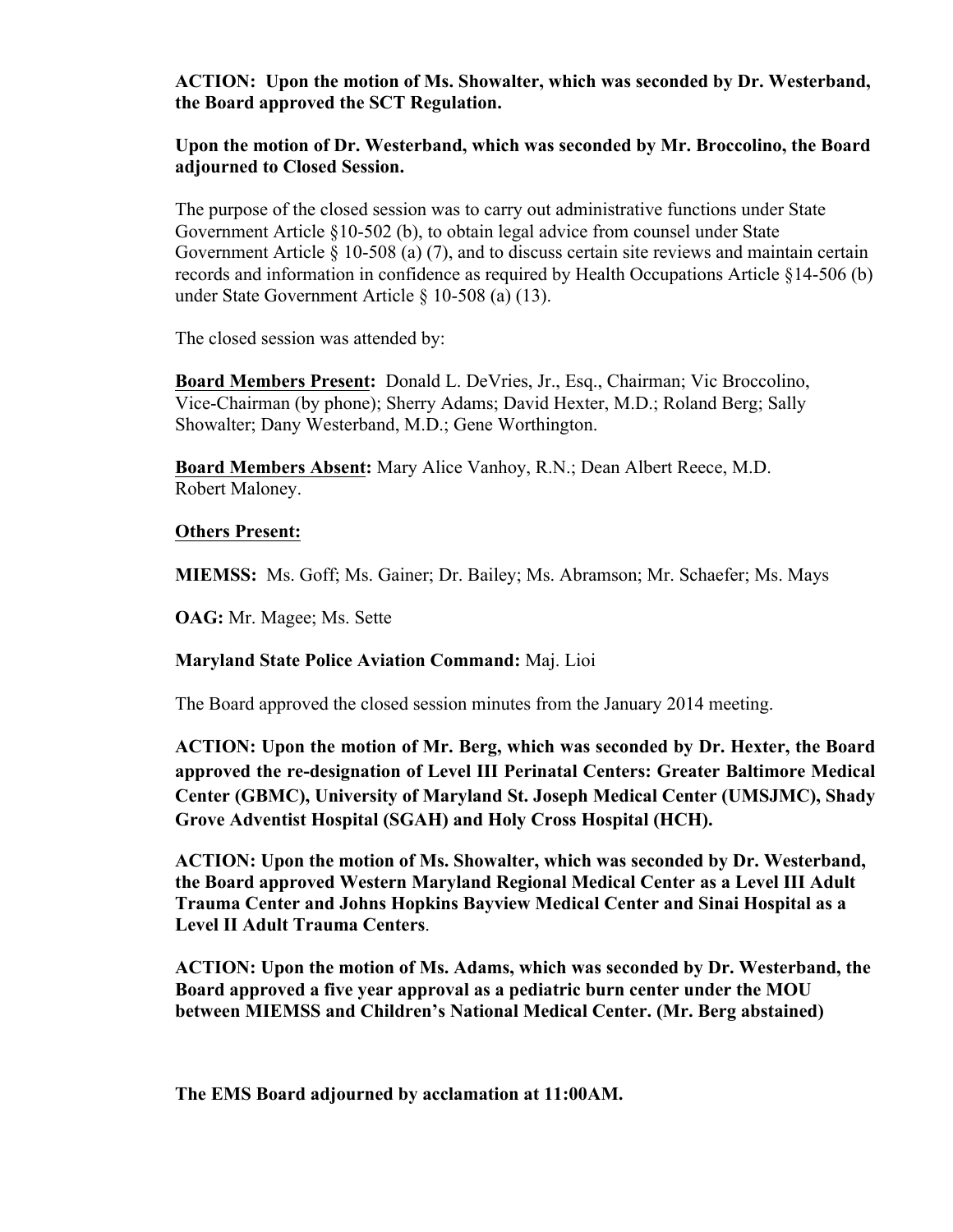**ACTION: Upon the motion of Ms. Showalter, which was seconded by Dr. Westerband, the Board approved the SCT Regulation.**

**Upon the motion of Dr. Westerband, which was seconded by Mr. Broccolino, the Board adjourned to Closed Session.**

The purpose of the closed session was to carry out administrative functions under State Government Article §10-502 (b), to obtain legal advice from counsel under State Government Article § 10-508 (a) (7), and to discuss certain site reviews and maintain certain records and information in confidence as required by Health Occupations Article §14-506 (b) under State Government Article § 10-508 (a) (13).

The closed session was attended by:

**Board Members Present:** Donald L. DeVries, Jr., Esq., Chairman; Vic Broccolino, Vice-Chairman (by phone); Sherry Adams; David Hexter, M.D.; Roland Berg; Sally Showalter; Dany Westerband, M.D.; Gene Worthington.

**Board Members Absent:** Mary Alice Vanhoy, R.N.; Dean Albert Reece, M.D. Robert Maloney.

**Others Present:**

**MIEMSS:** Ms. Goff; Ms. Gainer; Dr. Bailey; Ms. Abramson; Mr. Schaefer; Ms. Mays

**OAG:** Mr. Magee; Ms. Sette

**Maryland State Police Aviation Command:** Maj. Lioi

The Board approved the closed session minutes from the January 2014 meeting.

**ACTION: Upon the motion of Mr. Berg, which was seconded by Dr. Hexter, the Board approved the re-designation of Level III Perinatal Centers: Greater Baltimore Medical Center (GBMC), University of Maryland St. Joseph Medical Center (UMSJMC), Shady Grove Adventist Hospital (SGAH) and Holy Cross Hospital (HCH).**

**ACTION: Upon the motion of Ms. Showalter, which was seconded by Dr. Westerband, the Board approved Western Maryland Regional Medical Center as a Level III Adult Trauma Center and Johns Hopkins Bayview Medical Center and Sinai Hospital as a Level II Adult Trauma Centers.**

**ACTION: Upon the motion of Ms. Adams, which was seconded by Dr. Westerband, the Board approved a five year approval as a pediatric burn center under the MOU between MIEMSS and Children's National Medical Center. (Mr. Berg abstained)**

**The EMS Board adjourned by acclamation at 11:00AM.**